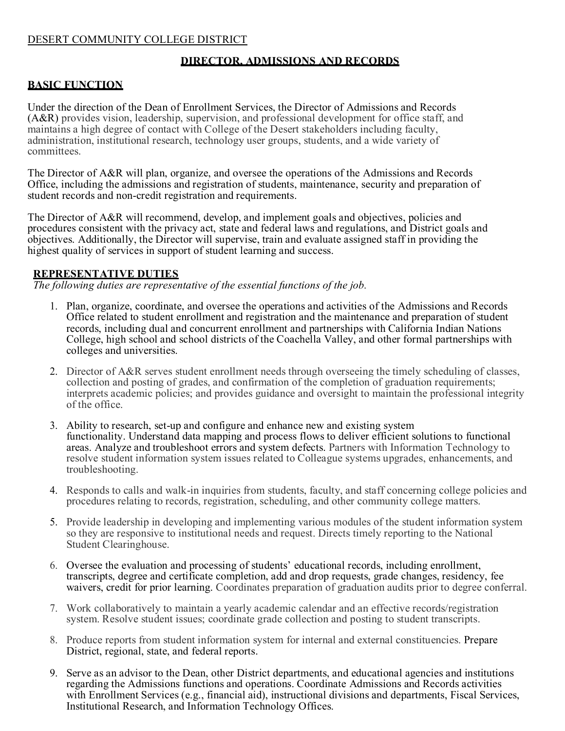DESERT COMMUNITY COLLEGE DISTRICT

# DIRECTOR, ADMISSIONS AND RECORDS

## BASIC FUNCTION

Under the direction of the Dean of Enrollment Services, the Director of Admissions and Records (A&R) provides vision, leadership, supervision, and professional development for office staff, and maintains a high degree of contact with College of the Desert stakeholders including faculty, administration, institutional research, technology user groups, students, and a wide variety of committees.

The Director of A&R will plan, organize, and oversee the operations of the Admissions and Records Office, including the admissions and registration of students, maintenance, security and preparation of student records and non-credit registration and requirements.

The Director of A&R will recommend, develop, and implement goals and objectives, policies and procedures consistent with the privacy act, state and federal laws and regulations, and District goals and objectives. Additionally, the Director will supervise, train and evaluate assigned staff in providing the highest quality of services in support of student learning and success.

## REPRESENTATIVE DUTIES

*The following duties are representative of the essential functions of the job.*

1. Plan, organize, coordinate, and oversee the operations and activities of the Admissions and Records Office related to student enrollment and registration and the maintenance and preparation of student records, including dual and concurrent enrollment and partnerships with California Indian Nations College, high school and school districts of the Coachella Valley, and other formal partnerships with colleges and universities.
2. Director of A&R serves student enrollment needs through overseeing the timely scheduling of classes, collection and posting of grades, and confirmation of the completion of graduation requirements; interprets academic policies; and provides guidance and oversight to maintain the professional integrity of the office.
3. Ability to research, set-up and configure and enhance new and existing system functionality. Understand data mapping and process flows to deliver efficient solutions to functional areas. Analyze and troubleshoot errors and system defects. Partners with Information Technology to resolve student information system issues related to Colleague systems upgrades, enhancements, and troubleshooting.
4. Responds to calls and walk-in inquiries from students, faculty, and staff concerning college policies and procedures relating to records, registration, scheduling, and other community college matters.
5. Provide leadership in developing and implementing various modules of the student information system so they are responsive to institutional needs and request. Directs timely reporting to the National Student Clearinghouse.
6. Oversee the evaluation and processing of students' educational records, including enrollment, transcripts, degree and certificate completion, add and drop requests, grade changes, residency, fee waivers, credit for prior learning. Coordinates preparation of graduation audits prior to degree conferral.
7. Work collaboratively to maintain a yearly academic calendar and an effective records/registration system. Resolve student issues; coordinate grade collection and posting to student transcripts.
8. Produce reports from student information system for internal and external constituencies. Prepare District, regional, state, and federal reports.
9. Serve as an advisor to the Dean, other District departments, and educational agencies and institutions regarding the Admissions functions and operations. Coordinate Admissions and Records activities with Enrollment Services (e.g., financial aid), instructional divisions and departments, Fiscal Services, Institutional Research, and Information Technology Offices.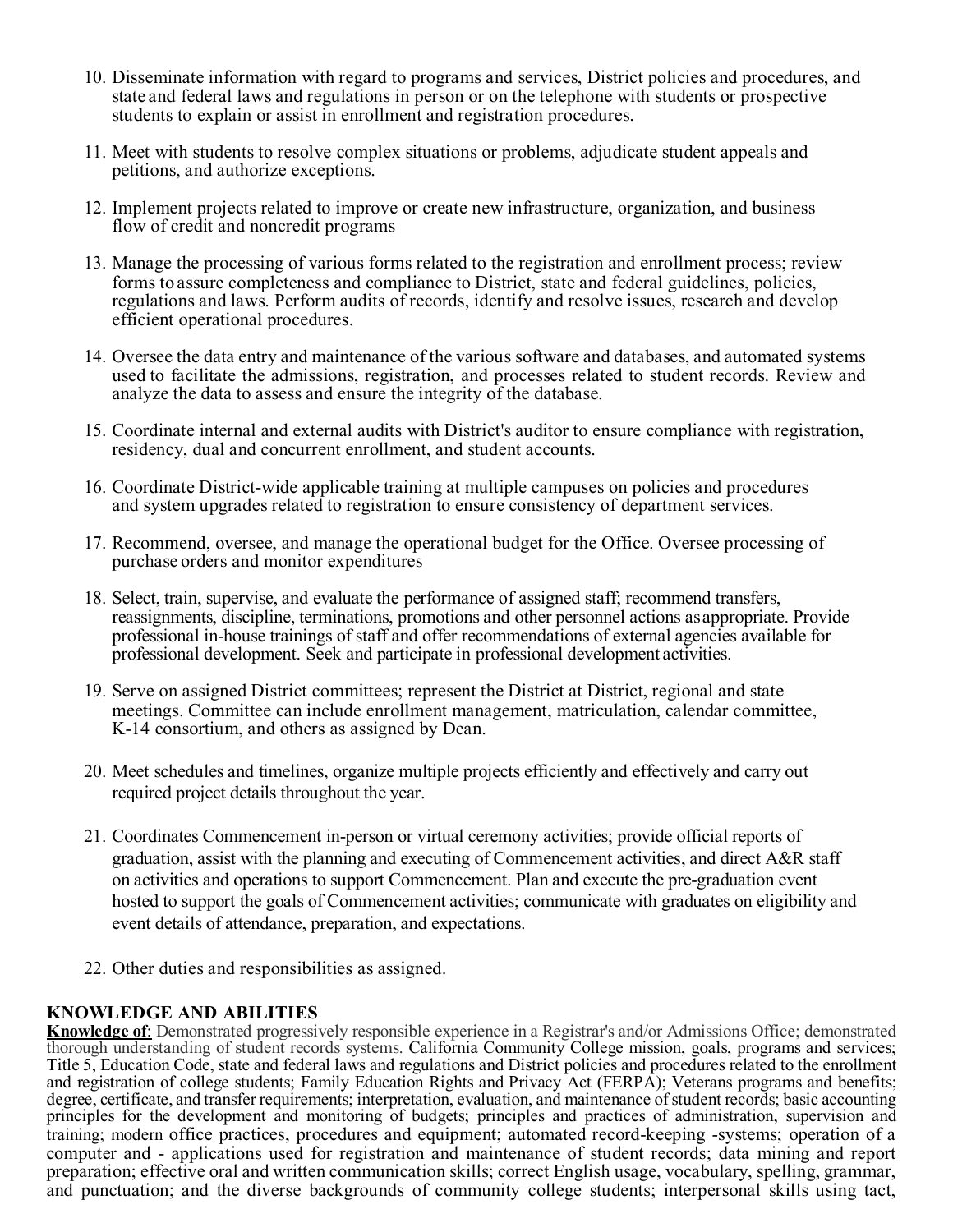10. Disseminate information with regard to programs and services, District policies and procedures, and state and federal laws and regulations in person or on the telephone with students or prospective students to explain or assist in enrollment and registration procedures.

11. Meet with students to resolve complex situations or problems, adjudicate student appeals and petitions, and authorize exceptions.

12. Implement projects related to improve or create new infrastructure, organization, and business flow of credit and noncredit programs

13. Manage the processing of various forms related to the registration and enrollment process; review forms to assure completeness and compliance to District, state and federal guidelines, policies, regulations and laws. Perform audits of records, identify and resolve issues, research and develop efficient operational procedures.

14. Oversee the data entry and maintenance of the various software and databases, and automated systems used to facilitate the admissions, registration, and processes related to student records. Review and analyze the data to assess and ensure the integrity of the database.

15. Coordinate internal and external audits with District's auditor to ensure compliance with registration, residency, dual and concurrent enrollment, and student accounts.

16. Coordinate District-wide applicable training at multiple campuses on policies and procedures and system upgrades related to registration to ensure consistency of department services.

17. Recommend, oversee, and manage the operational budget for the Office. Oversee processing of purchase orders and monitor expenditures

18. Select, train, supervise, and evaluate the performance of assigned staff; recommend transfers, reassignments, discipline, terminations, promotions and other personnel actions as appropriate. Provide professional in-house trainings of staff and offer recommendations of external agencies available for professional development. Seek and participate in professional development activities.

19. Serve on assigned District committees; represent the District at District, regional and state meetings. Committee can include enrollment management, matriculation, calendar committee, K-14 consortium, and others as assigned by Dean.

20. Meet schedules and timelines, organize multiple projects efficiently and effectively and carry out required project details throughout the year.

21. Coordinates Commencement in-person or virtual ceremony activities; provide official reports of graduation, assist with the planning and executing of Commencement activities, and direct A&R staff on activities and operations to support Commencement. Plan and execute the pre-graduation event hosted to support the goals of Commencement activities; communicate with graduates on eligibility and event details of attendance, preparation, and expectations.

22. Other duties and responsibilities as assigned.

## KNOWLEDGE AND ABILITIES

**Knowledge of**: Demonstrated progressively responsible experience in a Registrar's and/or Admissions Office; demonstrated thorough understanding of student records systems. California Community College mission, goals, programs and services; Title 5, Education Code, state and federal laws and regulations and District policies and procedures related to the enrollment and registration of college students; Family Education Rights and Privacy Act (FERPA); Veterans programs and benefits; degree, certificate, and transfer requirements; interpretation, evaluation, and maintenance of student records; basic accounting principles for the development and monitoring of budgets; principles and practices of administration, supervision and training; modern office practices, procedures and equipment; automated record-keeping -systems; operation of a computer and - applications used for registration and maintenance of student records; data mining and report preparation; effective oral and written communication skills; correct English usage, vocabulary, spelling, grammar, and punctuation; and the diverse backgrounds of community college students; interpersonal skills using tact,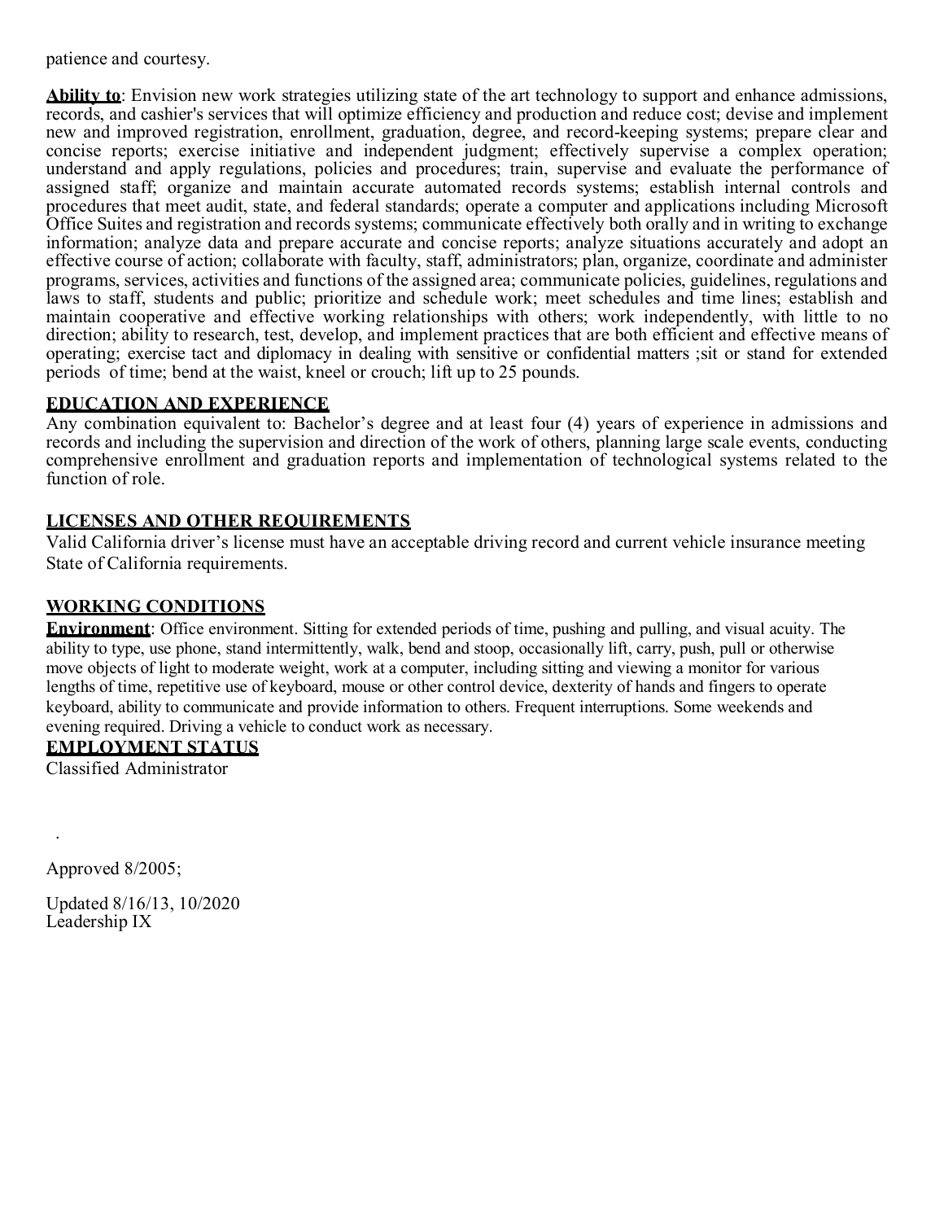patience and courtesy.

**Ability to**: Envision new work strategies utilizing state of the art technology to support and enhance admissions, records, and cashier's services that will optimize efficiency and production and reduce cost; devise and implement new and improved registration, enrollment, graduation, degree, and record-keeping systems; prepare clear and concise reports; exercise initiative and independent judgment; effectively supervise a complex operation; understand and apply regulations, policies and procedures; train, supervise and evaluate the performance of assigned staff; organize and maintain accurate automated records systems; establish internal controls and procedures that meet audit, state, and federal standards; operate a computer and applications including Microsoft Office Suites and registration and records systems; communicate effectively both orally and in writing to exchange information; analyze data and prepare accurate and concise reports; analyze situations accurately and adopt an effective course of action; collaborate with faculty, staff, administrators; plan, organize, coordinate and administer programs, services, activities and functions of the assigned area; communicate policies, guidelines, regulations and laws to staff, students and public; prioritize and schedule work; meet schedules and time lines; establish and maintain cooperative and effective working relationships with others; work independently, with little to no direction; ability to research, test, develop, and implement practices that are both efficient and effective means of operating; exercise tact and diplomacy in dealing with sensitive or confidential matters ;sit or stand for extended periods of time; bend at the waist, kneel or crouch; lift up to 25 pounds.

## EDUCATION AND EXPERIENCE

Any combination equivalent to: Bachelor's degree and at least four (4) years of experience in admissions and records and including the supervision and direction of the work of others, planning large scale events, conducting comprehensive enrollment and graduation reports and implementation of technological systems related to the function of role.

## LICENSES AND OTHER REQUIREMENTS

Valid California driver's license must have an acceptable driving record and current vehicle insurance meeting State of California requirements.

## WORKING CONDITIONS

**Environment**: Office environment. Sitting for extended periods of time, pushing and pulling, and visual acuity. The ability to type, use phone, stand intermittently, walk, bend and stoop, occasionally lift, carry, push, pull or otherwise move objects of light to moderate weight, work at a computer, including sitting and viewing a monitor for various lengths of time, repetitive use of keyboard, mouse or other control device, dexterity of hands and fingers to operate keyboard, ability to communicate and provide information to others. Frequent interruptions. Some weekends and evening required. Driving a vehicle to conduct work as necessary.

## EMPLOYMENT STATUS

Classified Administrator

.

Approved 8/2005;

Updated 8/16/13, 10/2020
Leadership IX